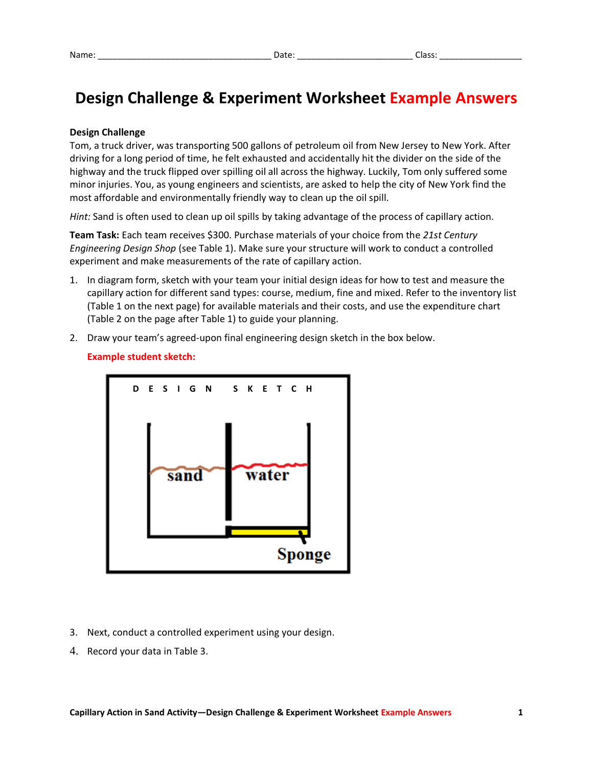Name: ___________________________________ Date: _______________________ Class: ________________

# Design Challenge & Experiment Worksheet Example Answers

**Design Challenge**

Tom, a truck driver, was transporting 500 gallons of petroleum oil from New Jersey to New York. After driving for a long period of time, he felt exhausted and accidentally hit the divider on the side of the highway and the truck flipped over spilling oil all across the highway. Luckily, Tom only suffered some minor injuries. You, as young engineers and scientists, are asked to help the city of New York find the most affordable and environmentally friendly way to clean up the oil spill.

*Hint:* Sand is often used to clean up oil spills by taking advantage of the process of capillary action.

**Team Task:** Each team receives $300. Purchase materials of your choice from the *21st Century Engineering Design Shop* (see Table 1). Make sure your structure will work to conduct a controlled experiment and make measurements of the rate of capillary action.

1. In diagram form, sketch with your team your initial design ideas for how to test and measure the capillary action for different sand types: course, medium, fine and mixed. Refer to the inventory list (Table 1 on the next page) for available materials and their costs, and use the expenditure chart (Table 2 on the page after Table 1) to guide your planning.
2. Draw your team's agreed-upon final engineering design sketch in the box below.

   **Example student sketch:**

   DESIGN SKETCH

   sand | water | Sponge

3. Next, conduct a controlled experiment using your design.
4. Record your data in Table 3.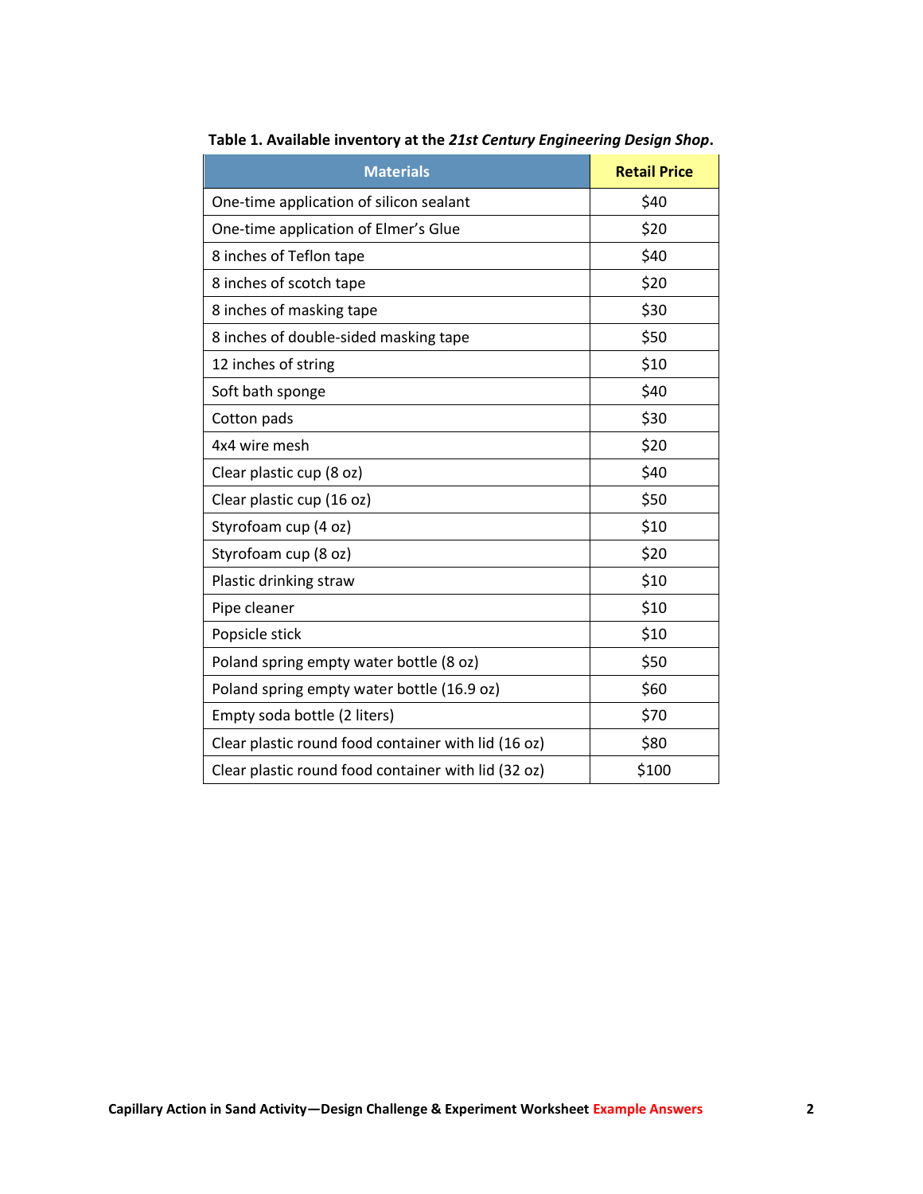**Table 1. Available inventory at the *21st Century Engineering Design Shop*.**

| Materials | Retail Price |
| --- | --- |
| One-time application of silicon sealant | $40 |
| One-time application of Elmer's Glue | $20 |
| 8 inches of Teflon tape | $40 |
| 8 inches of scotch tape | $20 |
| 8 inches of masking tape | $30 |
| 8 inches of double-sided masking tape | $50 |
| 12 inches of string | $10 |
| Soft bath sponge | $40 |
| Cotton pads | $30 |
| 4x4 wire mesh | $20 |
| Clear plastic cup (8 oz) | $40 |
| Clear plastic cup (16 oz) | $50 |
| Styrofoam cup (4 oz) | $10 |
| Styrofoam cup (8 oz) | $20 |
| Plastic drinking straw | $10 |
| Pipe cleaner | $10 |
| Popsicle stick | $10 |
| Poland spring empty water bottle (8 oz) | $50 |
| Poland spring empty water bottle (16.9 oz) | $60 |
| Empty soda bottle (2 liters) | $70 |
| Clear plastic round food container with lid (16 oz) | $80 |
| Clear plastic round food container with lid (32 oz) | $100 |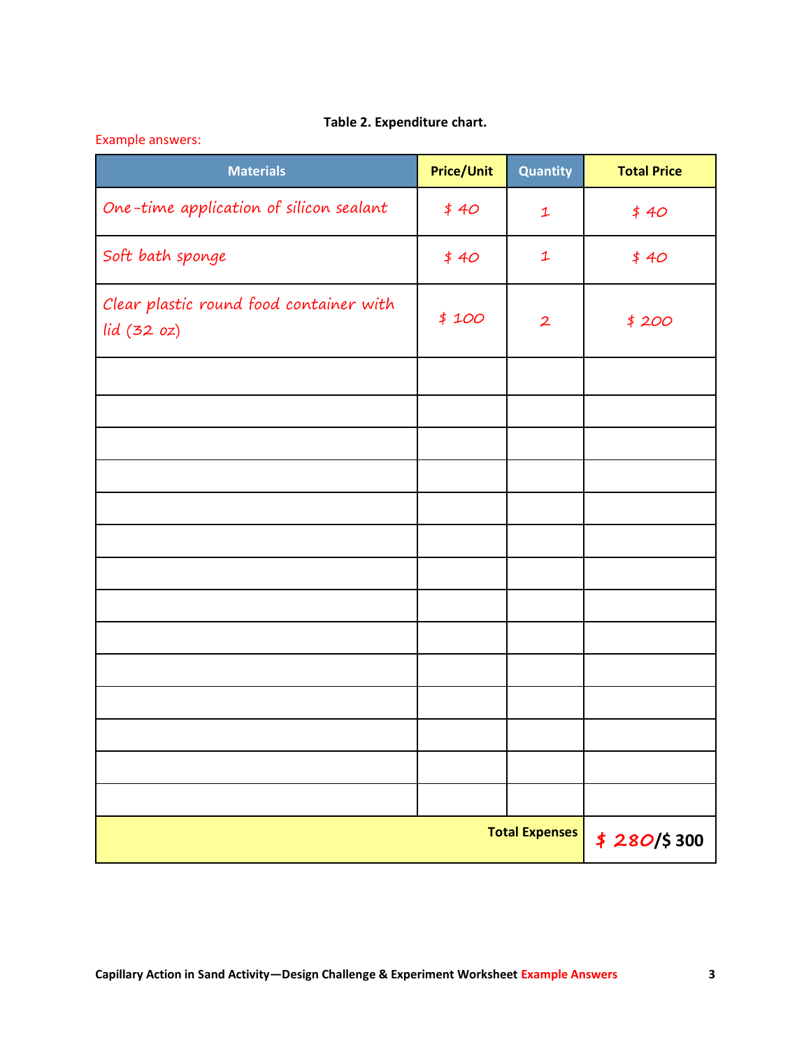**Table 2. Expenditure chart.**

Example answers:

| Materials | Price/Unit | Quantity | Total Price |
|---|---|---|---|
| One-time application of silicon sealant | $ 40 | 1 | $ 40 |
| Soft bath sponge | $ 40 | 1 | $ 40 |
| Clear plastic round food container with lid (32 oz) | $ 100 | 2 | $ 200 |
| | | | |
| | | | |
| | | | |
| | | | |
| | | | |
| | | | |
| | | | |
| | | | |
| | | | |
| | | | |
| | | | |
| | | | |
| | | | |
| | | | |
| | | **Total Expenses** | $ 280/$ 300 |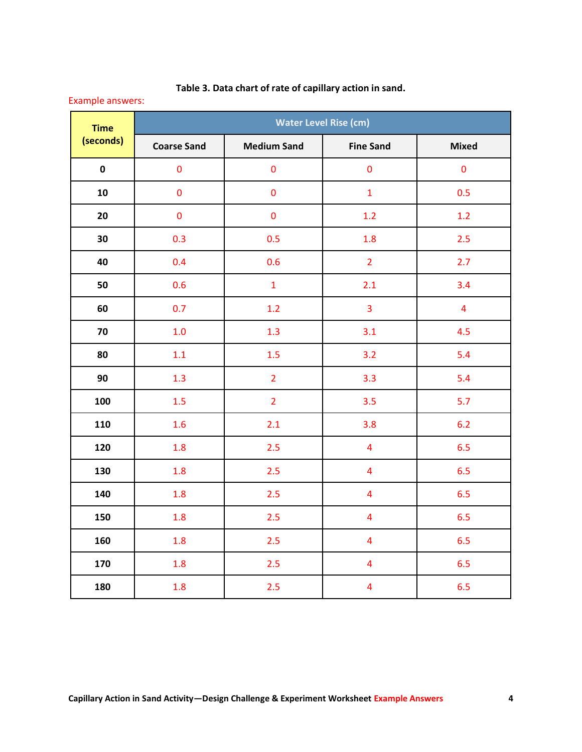**Table 3. Data chart of rate of capillary action in sand.**

Example answers:

| Time (seconds) | Water Level Rise (cm) | | | |
|---|---|---|---|---|
| | Coarse Sand | Medium Sand | Fine Sand | Mixed |
| 0 | 0 | 0 | 0 | 0 |
| 10 | 0 | 0 | 1 | 0.5 |
| 20 | 0 | 0 | 1.2 | 1.2 |
| 30 | 0.3 | 0.5 | 1.8 | 2.5 |
| 40 | 0.4 | 0.6 | 2 | 2.7 |
| 50 | 0.6 | 1 | 2.1 | 3.4 |
| 60 | 0.7 | 1.2 | 3 | 4 |
| 70 | 1.0 | 1.3 | 3.1 | 4.5 |
| 80 | 1.1 | 1.5 | 3.2 | 5.4 |
| 90 | 1.3 | 2 | 3.3 | 5.4 |
| 100 | 1.5 | 2 | 3.5 | 5.7 |
| 110 | 1.6 | 2.1 | 3.8 | 6.2 |
| 120 | 1.8 | 2.5 | 4 | 6.5 |
| 130 | 1.8 | 2.5 | 4 | 6.5 |
| 140 | 1.8 | 2.5 | 4 | 6.5 |
| 150 | 1.8 | 2.5 | 4 | 6.5 |
| 160 | 1.8 | 2.5 | 4 | 6.5 |
| 170 | 1.8 | 2.5 | 4 | 6.5 |
| 180 | 1.8 | 2.5 | 4 | 6.5 |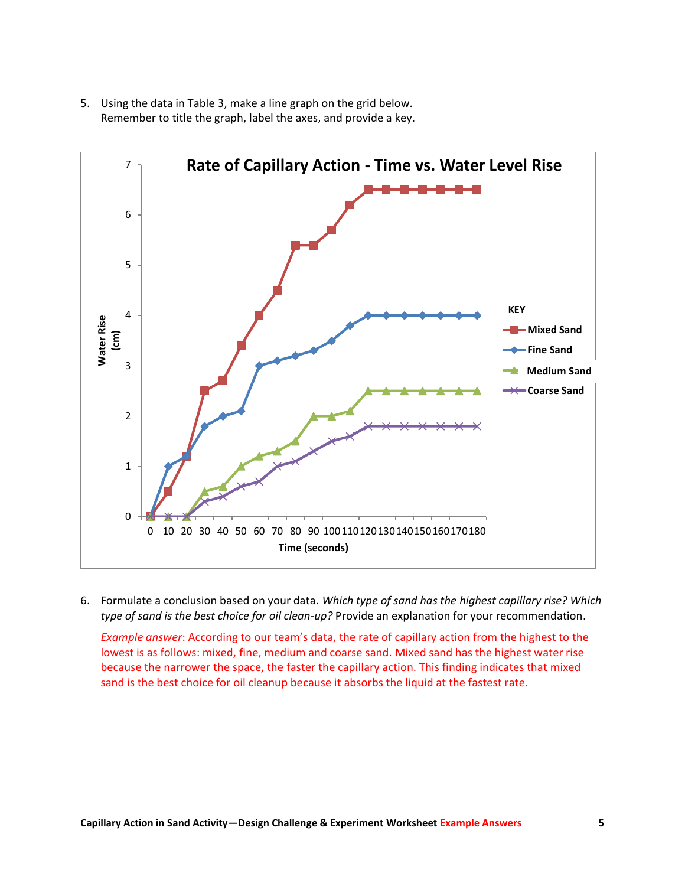5. Using the data in Table 3, make a line graph on the grid below.
   Remember to title the graph, label the axes, and provide a key.

**Rate of Capillary Action - Time vs. Water Level Rise**

Water Rise (cm)

7
6
5
4
3
2
1
0

0 10 20 30 40 50 60 70 80 90 100 110 120 130 140 150 160 170 180

Time (seconds)

**KEY**

Mixed Sand
Fine Sand
Medium Sand
Coarse Sand

6. Formulate a conclusion based on your data. *Which type of sand has the highest capillary rise? Which type of sand is the best choice for oil clean-up?* Provide an explanation for your recommendation.

   *Example answer*: According to our team's data, the rate of capillary action from the highest to the lowest is as follows: mixed, fine, medium and coarse sand. Mixed sand has the highest water rise because the narrower the space, the faster the capillary action. This finding indicates that mixed sand is the best choice for oil cleanup because it absorbs the liquid at the fastest rate.